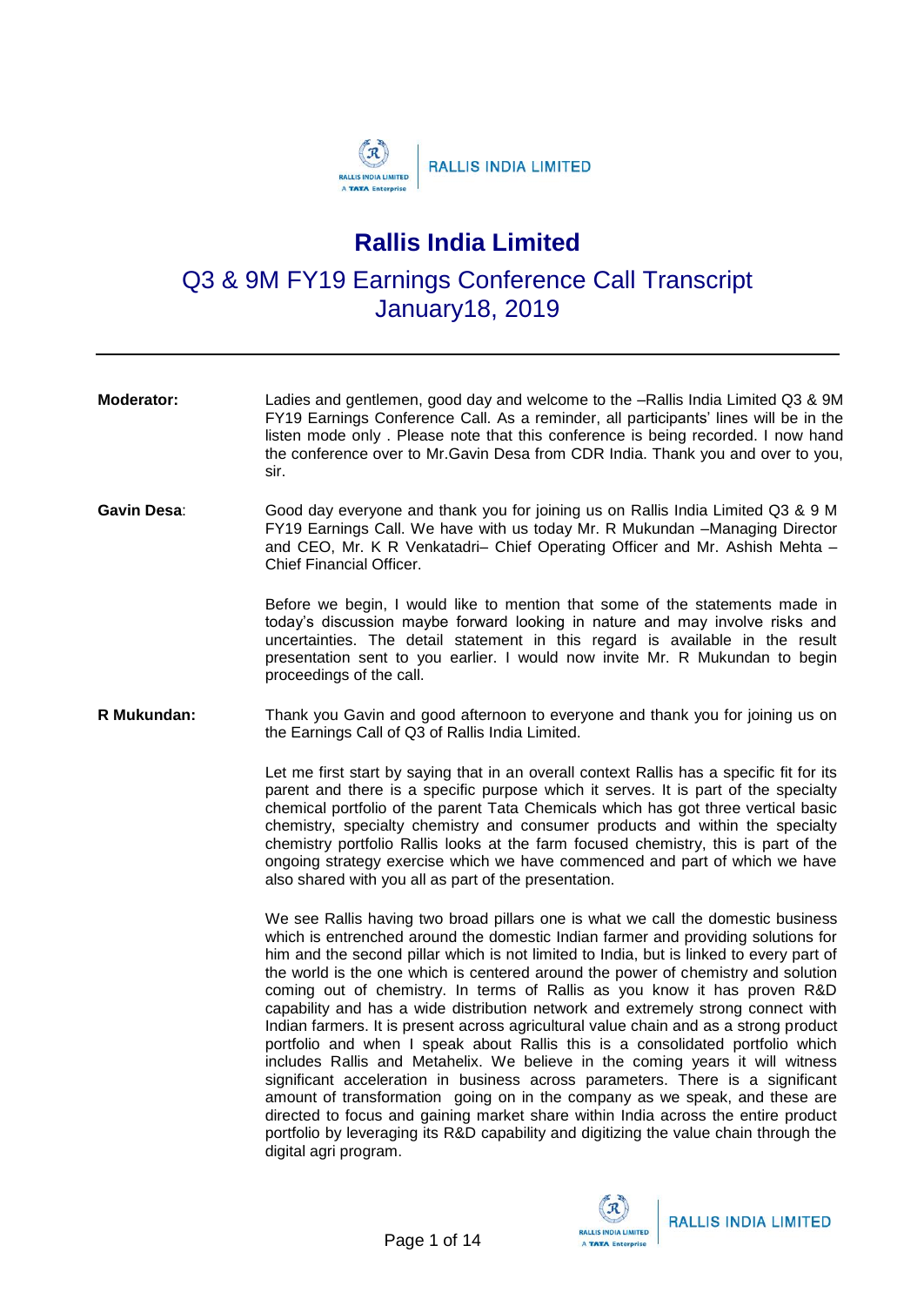# Rallis India Limited

## Q3 & 9M FY19 Earnings Conference Call Transcript
## January18, 2019

---

**Moderator:** Ladies and gentlemen, good day and welcome to the –Rallis India Limited Q3 & 9M FY19 Earnings Conference Call. As a reminder, all participants' lines will be in the listen mode only . Please note that this conference is being recorded. I now hand the conference over to Mr.Gavin Desa from CDR India. Thank you and over to you, sir.

**Gavin Desa**: Good day everyone and thank you for joining us on Rallis India Limited Q3 & 9 M FY19 Earnings Call. We have with us today Mr. R Mukundan –Managing Director and CEO, Mr. K R Venkatadri– Chief Operating Officer and Mr. Ashish Mehta – Chief Financial Officer.

Before we begin, I would like to mention that some of the statements made in today's discussion maybe forward looking in nature and may involve risks and uncertainties. The detail statement in this regard is available in the result presentation sent to you earlier. I would now invite Mr. R Mukundan to begin proceedings of the call.

**R Mukundan:** Thank you Gavin and good afternoon to everyone and thank you for joining us on the Earnings Call of Q3 of Rallis India Limited.

Let me first start by saying that in an overall context Rallis has a specific fit for its parent and there is a specific purpose which it serves. It is part of the specialty chemical portfolio of the parent Tata Chemicals which has got three vertical basic chemistry, specialty chemistry and consumer products and within the specialty chemistry portfolio Rallis looks at the farm focused chemistry, this is part of the ongoing strategy exercise which we have commenced and part of which we have also shared with you all as part of the presentation.

We see Rallis having two broad pillars one is what we call the domestic business which is entrenched around the domestic Indian farmer and providing solutions for him and the second pillar which is not limited to India, but is linked to every part of the world is the one which is centered around the power of chemistry and solution coming out of chemistry. In terms of Rallis as you know it has proven R&D capability and has a wide distribution network and extremely strong connect with Indian farmers. It is present across agricultural value chain and as a strong product portfolio and when I speak about Rallis this is a consolidated portfolio which includes Rallis and Metahelix. We believe in the coming years it will witness significant acceleration in business across parameters. There is a significant amount of transformation going on in the company as we speak, and these are directed to focus and gaining market share within India across the entire product portfolio by leveraging its R&D capability and digitizing the value chain through the digital agri program.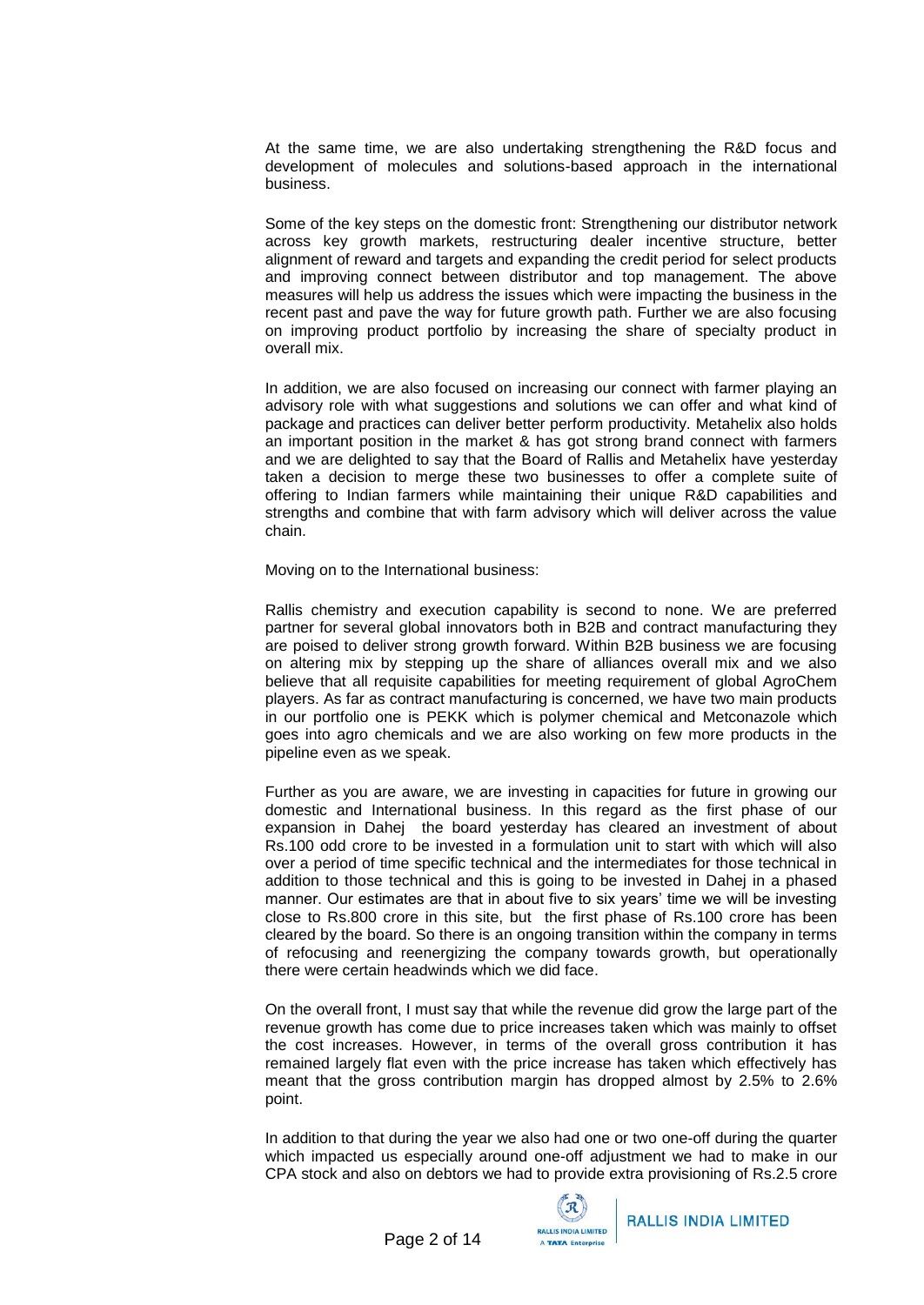At the same time, we are also undertaking strengthening the R&D focus and development of molecules and solutions-based approach in the international business.

Some of the key steps on the domestic front: Strengthening our distributor network across key growth markets, restructuring dealer incentive structure, better alignment of reward and targets and expanding the credit period for select products and improving connect between distributor and top management. The above measures will help us address the issues which were impacting the business in the recent past and pave the way for future growth path. Further we are also focusing on improving product portfolio by increasing the share of specialty product in overall mix.

In addition, we are also focused on increasing our connect with farmer playing an advisory role with what suggestions and solutions we can offer and what kind of package and practices can deliver better perform productivity. Metahelix also holds an important position in the market & has got strong brand connect with farmers and we are delighted to say that the Board of Rallis and Metahelix have yesterday taken a decision to merge these two businesses to offer a complete suite of offering to Indian farmers while maintaining their unique R&D capabilities and strengths and combine that with farm advisory which will deliver across the value chain.

Moving on to the International business:

Rallis chemistry and execution capability is second to none. We are preferred partner for several global innovators both in B2B and contract manufacturing they are poised to deliver strong growth forward. Within B2B business we are focusing on altering mix by stepping up the share of alliances overall mix and we also believe that all requisite capabilities for meeting requirement of global AgroChem players. As far as contract manufacturing is concerned, we have two main products in our portfolio one is PEKK which is polymer chemical and Metconazole which goes into agro chemicals and we are also working on few more products in the pipeline even as we speak.

Further as you are aware, we are investing in capacities for future in growing our domestic and International business. In this regard as the first phase of our expansion in Dahej the board yesterday has cleared an investment of about Rs.100 odd crore to be invested in a formulation unit to start with which will also over a period of time specific technical and the intermediates for those technical in addition to those technical and this is going to be invested in Dahej in a phased manner. Our estimates are that in about five to six years' time we will be investing close to Rs.800 crore in this site, but the first phase of Rs.100 crore has been cleared by the board. So there is an ongoing transition within the company in terms of refocusing and reenergizing the company towards growth, but operationally there were certain headwinds which we did face.

On the overall front, I must say that while the revenue did grow the large part of the revenue growth has come due to price increases taken which was mainly to offset the cost increases. However, in terms of the overall gross contribution it has remained largely flat even with the price increase has taken which effectively has meant that the gross contribution margin has dropped almost by 2.5% to 2.6% point.

In addition to that during the year we also had one or two one-off during the quarter which impacted us especially around one-off adjustment we had to make in our CPA stock and also on debtors we had to provide extra provisioning of Rs.2.5 crore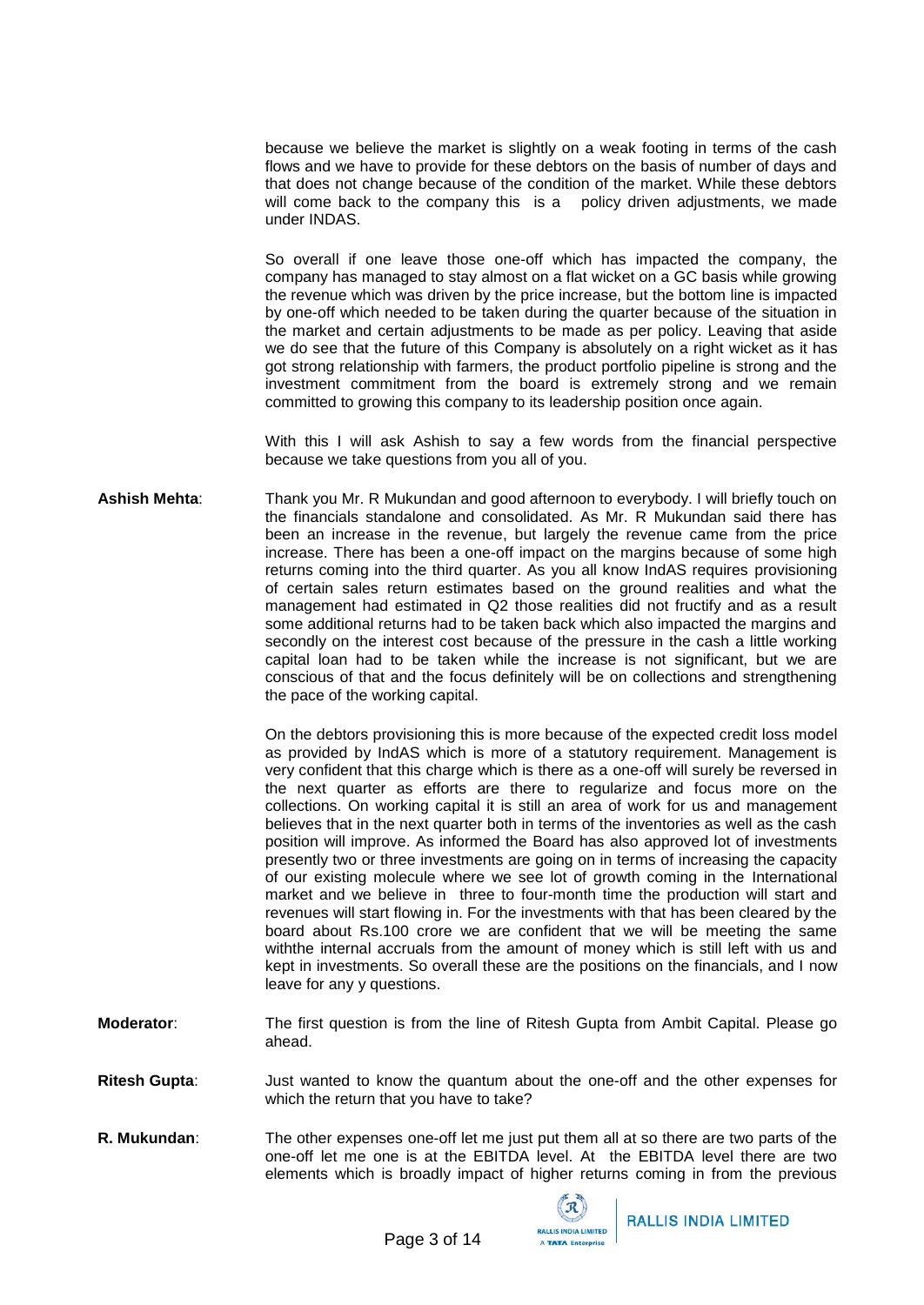because we believe the market is slightly on a weak footing in terms of the cash flows and we have to provide for these debtors on the basis of number of days and that does not change because of the condition of the market. While these debtors will come back to the company this is a policy driven adjustments, we made under INDAS.

So overall if one leave those one-off which has impacted the company, the company has managed to stay almost on a flat wicket on a GC basis while growing the revenue which was driven by the price increase, but the bottom line is impacted by one-off which needed to be taken during the quarter because of the situation in the market and certain adjustments to be made as per policy. Leaving that aside we do see that the future of this Company is absolutely on a right wicket as it has got strong relationship with farmers, the product portfolio pipeline is strong and the investment commitment from the board is extremely strong and we remain committed to growing this company to its leadership position once again.

With this I will ask Ashish to say a few words from the financial perspective because we take questions from you all of you.

**Ashish Mehta**: Thank you Mr. R Mukundan and good afternoon to everybody. I will briefly touch on the financials standalone and consolidated. As Mr. R Mukundan said there has been an increase in the revenue, but largely the revenue came from the price increase. There has been a one-off impact on the margins because of some high returns coming into the third quarter. As you all know IndAS requires provisioning of certain sales return estimates based on the ground realities and what the management had estimated in Q2 those realities did not fructify and as a result some additional returns had to be taken back which also impacted the margins and secondly on the interest cost because of the pressure in the cash a little working capital loan had to be taken while the increase is not significant, but we are conscious of that and the focus definitely will be on collections and strengthening the pace of the working capital.

On the debtors provisioning this is more because of the expected credit loss model as provided by IndAS which is more of a statutory requirement. Management is very confident that this charge which is there as a one-off will surely be reversed in the next quarter as efforts are there to regularize and focus more on the collections. On working capital it is still an area of work for us and management believes that in the next quarter both in terms of the inventories as well as the cash position will improve. As informed the Board has also approved lot of investments presently two or three investments are going on in terms of increasing the capacity of our existing molecule where we see lot of growth coming in the International market and we believe in three to four-month time the production will start and revenues will start flowing in. For the investments with that has been cleared by the board about Rs.100 crore we are confident that we will be meeting the same withthe internal accruals from the amount of money which is still left with us and kept in investments. So overall these are the positions on the financials, and I now leave for any y questions.

**Moderator**: The first question is from the line of Ritesh Gupta from Ambit Capital. Please go ahead.

**Ritesh Gupta**: Just wanted to know the quantum about the one-off and the other expenses for which the return that you have to take?

**R. Mukundan**: The other expenses one-off let me just put them all at so there are two parts of the one-off let me one is at the EBITDA level. At the EBITDA level there are two elements which is broadly impact of higher returns coming in from the previous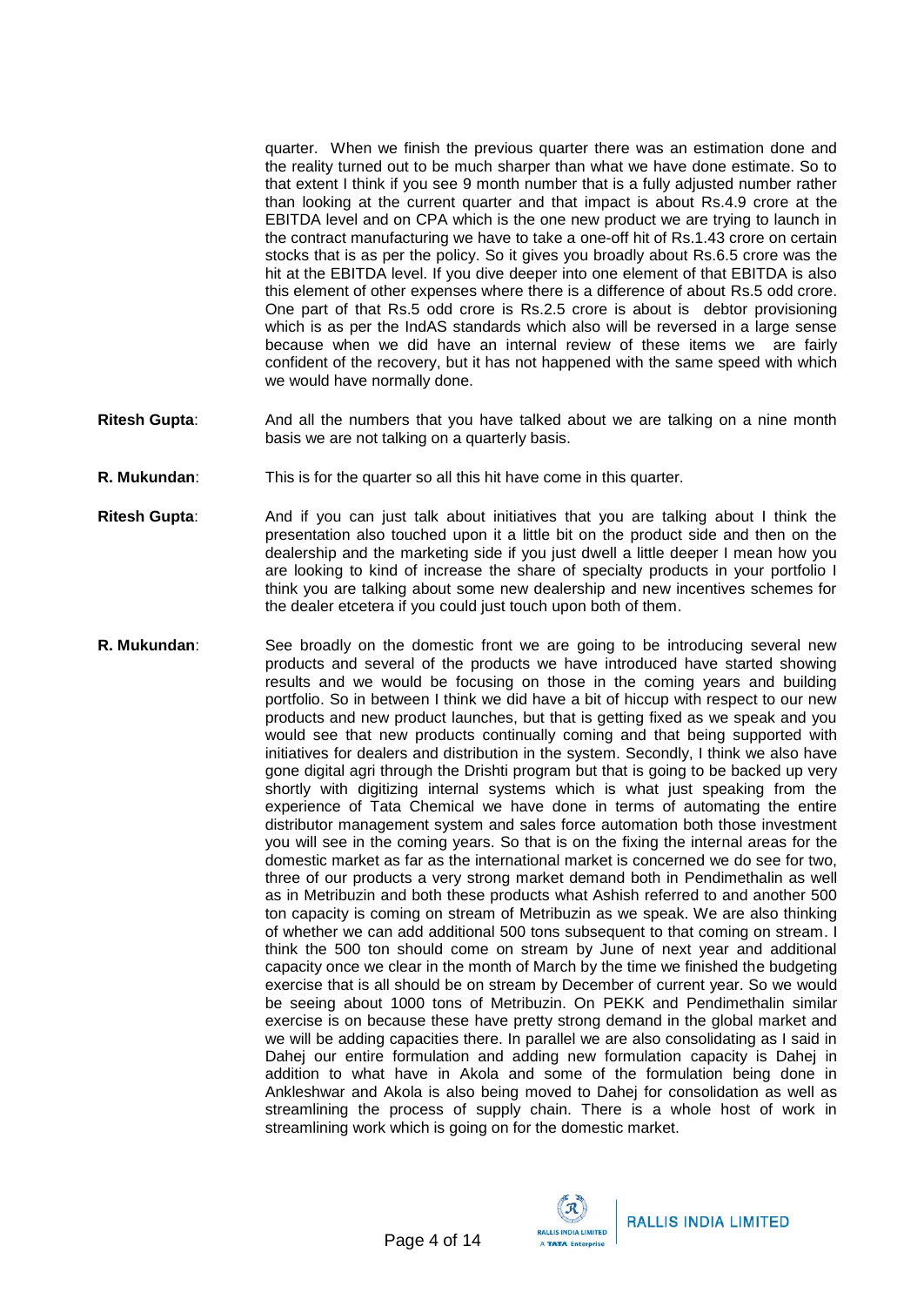quarter. When we finish the previous quarter there was an estimation done and the reality turned out to be much sharper than what we have done estimate. So to that extent I think if you see 9 month number that is a fully adjusted number rather than looking at the current quarter and that impact is about Rs.4.9 crore at the EBITDA level and on CPA which is the one new product we are trying to launch in the contract manufacturing we have to take a one-off hit of Rs.1.43 crore on certain stocks that is as per the policy. So it gives you broadly about Rs.6.5 crore was the hit at the EBITDA level. If you dive deeper into one element of that EBITDA is also this element of other expenses where there is a difference of about Rs.5 odd crore. One part of that Rs.5 odd crore is Rs.2.5 crore is about is debtor provisioning which is as per the IndAS standards which also will be reversed in a large sense because when we did have an internal review of these items we are fairly confident of the recovery, but it has not happened with the same speed with which we would have normally done.

**Ritesh Gupta**: And all the numbers that you have talked about we are talking on a nine month basis we are not talking on a quarterly basis.

**R. Mukundan**: This is for the quarter so all this hit have come in this quarter.

**Ritesh Gupta**: And if you can just talk about initiatives that you are talking about I think the presentation also touched upon it a little bit on the product side and then on the dealership and the marketing side if you just dwell a little deeper I mean how you are looking to kind of increase the share of specialty products in your portfolio I think you are talking about some new dealership and new incentives schemes for the dealer etcetera if you could just touch upon both of them.

**R. Mukundan**: See broadly on the domestic front we are going to be introducing several new products and several of the products we have introduced have started showing results and we would be focusing on those in the coming years and building portfolio. So in between I think we did have a bit of hiccup with respect to our new products and new product launches, but that is getting fixed as we speak and you would see that new products continually coming and that being supported with initiatives for dealers and distribution in the system. Secondly, I think we also have gone digital agri through the Drishti program but that is going to be backed up very shortly with digitizing internal systems which is what just speaking from the experience of Tata Chemical we have done in terms of automating the entire distributor management system and sales force automation both those investment you will see in the coming years. So that is on the fixing the internal areas for the domestic market as far as the international market is concerned we do see for two, three of our products a very strong market demand both in Pendimethalin as well as in Metribuzin and both these products what Ashish referred to and another 500 ton capacity is coming on stream of Metribuzin as we speak. We are also thinking of whether we can add additional 500 tons subsequent to that coming on stream. I think the 500 ton should come on stream by June of next year and additional capacity once we clear in the month of March by the time we finished the budgeting exercise that is all should be on stream by December of current year. So we would be seeing about 1000 tons of Metribuzin. On PEKK and Pendimethalin similar exercise is on because these have pretty strong demand in the global market and we will be adding capacities there. In parallel we are also consolidating as I said in Dahej our entire formulation and adding new formulation capacity is Dahej in addition to what have in Akola and some of the formulation being done in Ankleshwar and Akola is also being moved to Dahej for consolidation as well as streamlining the process of supply chain. There is a whole host of work in streamlining work which is going on for the domestic market.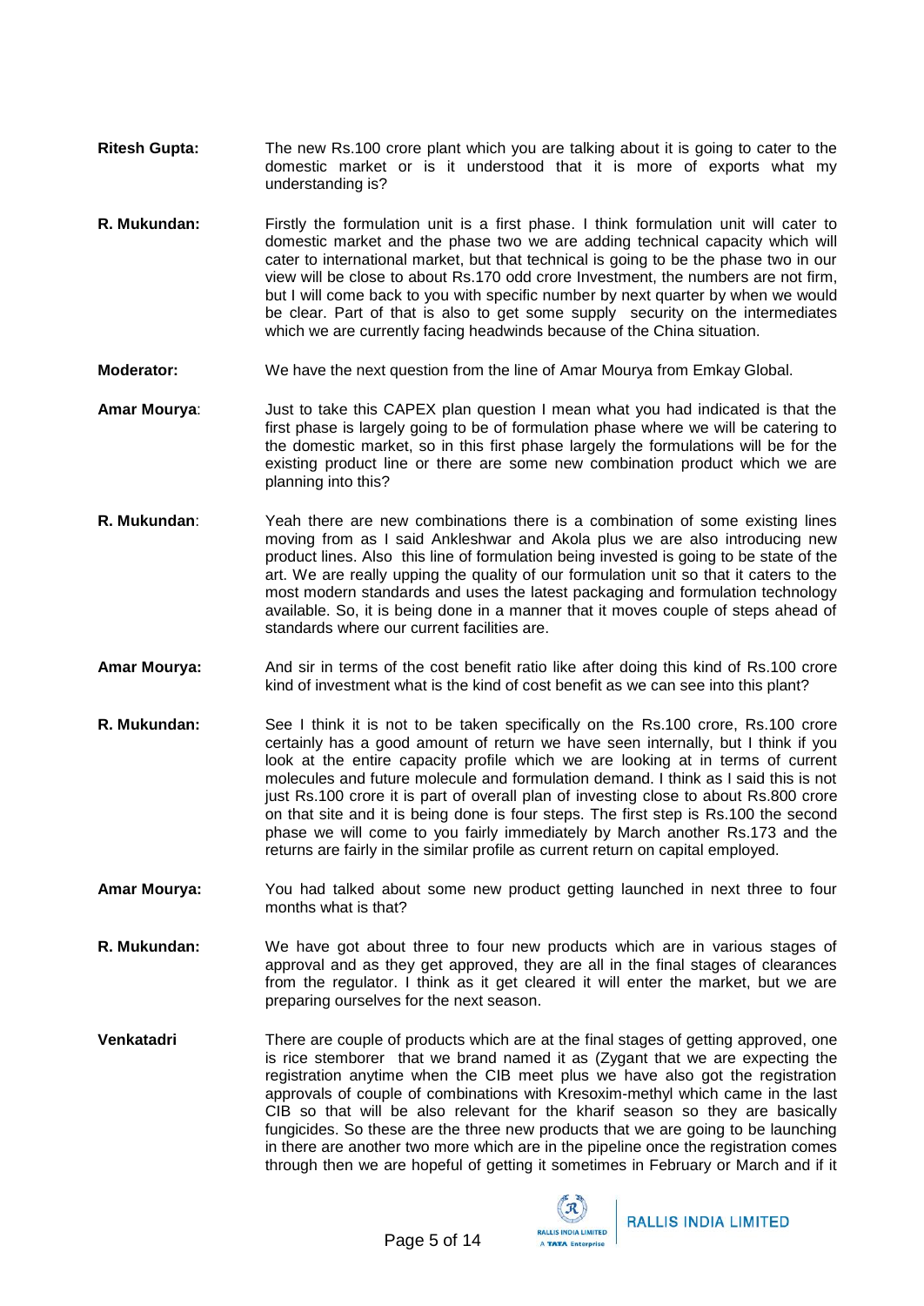**Ritesh Gupta:** The new Rs.100 crore plant which you are talking about it is going to cater to the domestic market or is it understood that it is more of exports what my understanding is?

**R. Mukundan:** Firstly the formulation unit is a first phase. I think formulation unit will cater to domestic market and the phase two we are adding technical capacity which will cater to international market, but that technical is going to be the phase two in our view will be close to about Rs.170 odd crore Investment, the numbers are not firm, but I will come back to you with specific number by next quarter by when we would be clear. Part of that is also to get some supply security on the intermediates which we are currently facing headwinds because of the China situation.

**Moderator:** We have the next question from the line of Amar Mourya from Emkay Global.

**Amar Mourya**: Just to take this CAPEX plan question I mean what you had indicated is that the first phase is largely going to be of formulation phase where we will be catering to the domestic market, so in this first phase largely the formulations will be for the existing product line or there are some new combination product which we are planning into this?

**R. Mukundan**: Yeah there are new combinations there is a combination of some existing lines moving from as I said Ankleshwar and Akola plus we are also introducing new product lines. Also this line of formulation being invested is going to be state of the art. We are really upping the quality of our formulation unit so that it caters to the most modern standards and uses the latest packaging and formulation technology available. So, it is being done in a manner that it moves couple of steps ahead of standards where our current facilities are.

**Amar Mourya:** And sir in terms of the cost benefit ratio like after doing this kind of Rs.100 crore kind of investment what is the kind of cost benefit as we can see into this plant?

**R. Mukundan:** See I think it is not to be taken specifically on the Rs.100 crore, Rs.100 crore certainly has a good amount of return we have seen internally, but I think if you look at the entire capacity profile which we are looking at in terms of current molecules and future molecule and formulation demand. I think as I said this is not just Rs.100 crore it is part of overall plan of investing close to about Rs.800 crore on that site and it is being done is four steps. The first step is Rs.100 the second phase we will come to you fairly immediately by March another Rs.173 and the returns are fairly in the similar profile as current return on capital employed.

**Amar Mourya:** You had talked about some new product getting launched in next three to four months what is that?

**R. Mukundan:** We have got about three to four new products which are in various stages of approval and as they get approved, they are all in the final stages of clearances from the regulator. I think as it get cleared it will enter the market, but we are preparing ourselves for the next season.

**Venkatadri** There are couple of products which are at the final stages of getting approved, one is rice stemborer that we brand named it as (Zygant that we are expecting the registration anytime when the CIB meet plus we have also got the registration approvals of couple of combinations with Kresoxim-methyl which came in the last CIB so that will be also relevant for the kharif season so they are basically fungicides. So these are the three new products that we are going to be launching in there are another two more which are in the pipeline once the registration comes through then we are hopeful of getting it sometimes in February or March and if it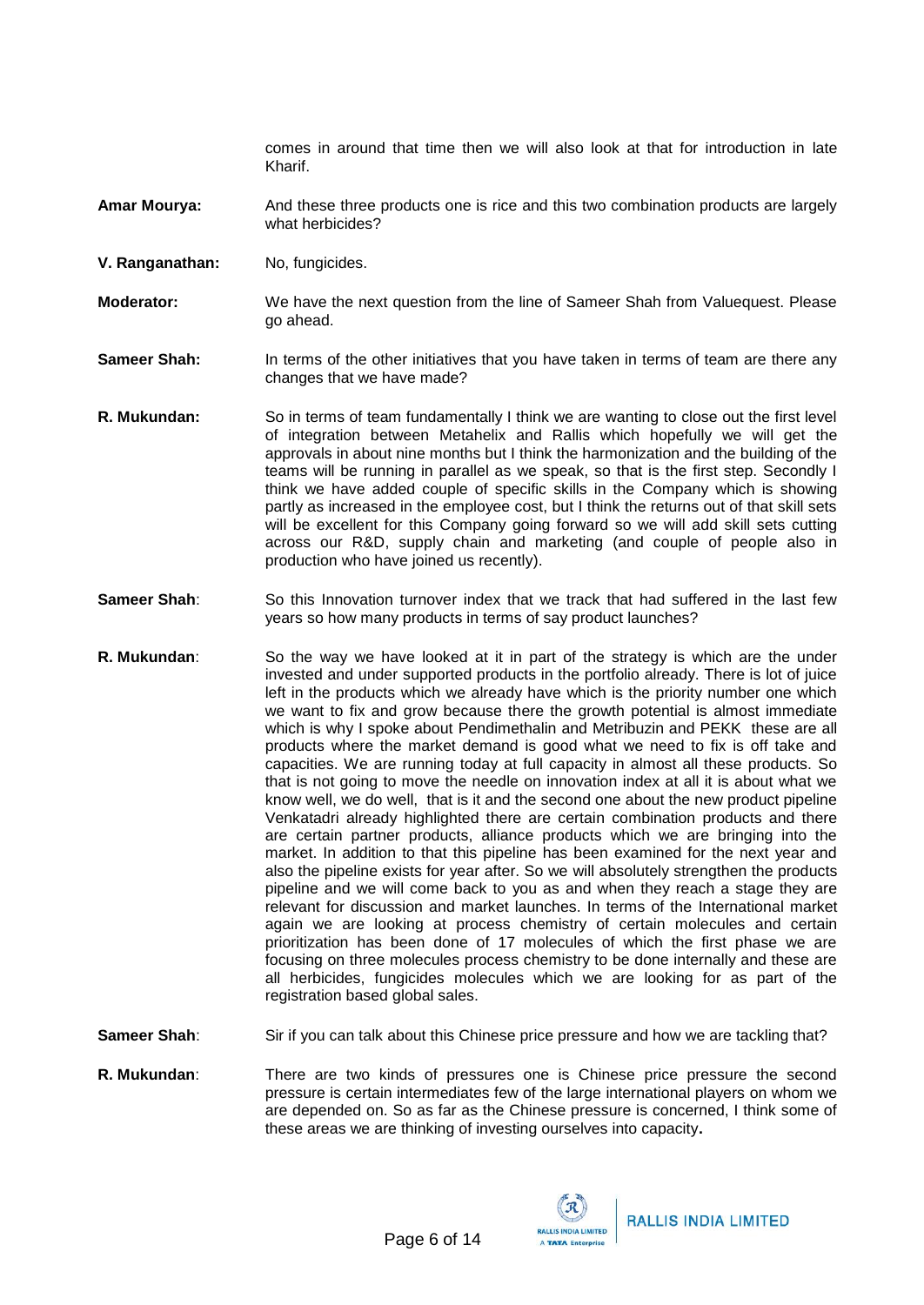comes in around that time then we will also look at that for introduction in late Kharif.

**Amar Mourya:** And these three products one is rice and this two combination products are largely what herbicides?

**V. Ranganathan:** No, fungicides.

**Moderator:** We have the next question from the line of Sameer Shah from Valuequest. Please go ahead.

**Sameer Shah:** In terms of the other initiatives that you have taken in terms of team are there any changes that we have made?

**R. Mukundan:** So in terms of team fundamentally I think we are wanting to close out the first level of integration between Metahelix and Rallis which hopefully we will get the approvals in about nine months but I think the harmonization and the building of the teams will be running in parallel as we speak, so that is the first step. Secondly I think we have added couple of specific skills in the Company which is showing partly as increased in the employee cost, but I think the returns out of that skill sets will be excellent for this Company going forward so we will add skill sets cutting across our R&D, supply chain and marketing (and couple of people also in production who have joined us recently).

**Sameer Shah**: So this Innovation turnover index that we track that had suffered in the last few years so how many products in terms of say product launches?

**R. Mukundan**: So the way we have looked at it in part of the strategy is which are the under invested and under supported products in the portfolio already. There is lot of juice left in the products which we already have which is the priority number one which we want to fix and grow because there the growth potential is almost immediate which is why I spoke about Pendimethalin and Metribuzin and PEKK these are all products where the market demand is good what we need to fix is off take and capacities. We are running today at full capacity in almost all these products. So that is not going to move the needle on innovation index at all it is about what we know well, we do well, that is it and the second one about the new product pipeline Venkatadri already highlighted there are certain combination products and there are certain partner products, alliance products which we are bringing into the market. In addition to that this pipeline has been examined for the next year and also the pipeline exists for year after. So we will absolutely strengthen the products pipeline and we will come back to you as and when they reach a stage they are relevant for discussion and market launches. In terms of the International market again we are looking at process chemistry of certain molecules and certain prioritization has been done of 17 molecules of which the first phase we are focusing on three molecules process chemistry to be done internally and these are all herbicides, fungicides molecules which we are looking for as part of the registration based global sales.

**Sameer Shah**: Sir if you can talk about this Chinese price pressure and how we are tackling that?

**R. Mukundan**: There are two kinds of pressures one is Chinese price pressure the second pressure is certain intermediates few of the large international players on whom we are depended on. So as far as the Chinese pressure is concerned, I think some of these areas we are thinking of investing ourselves into capacity**.**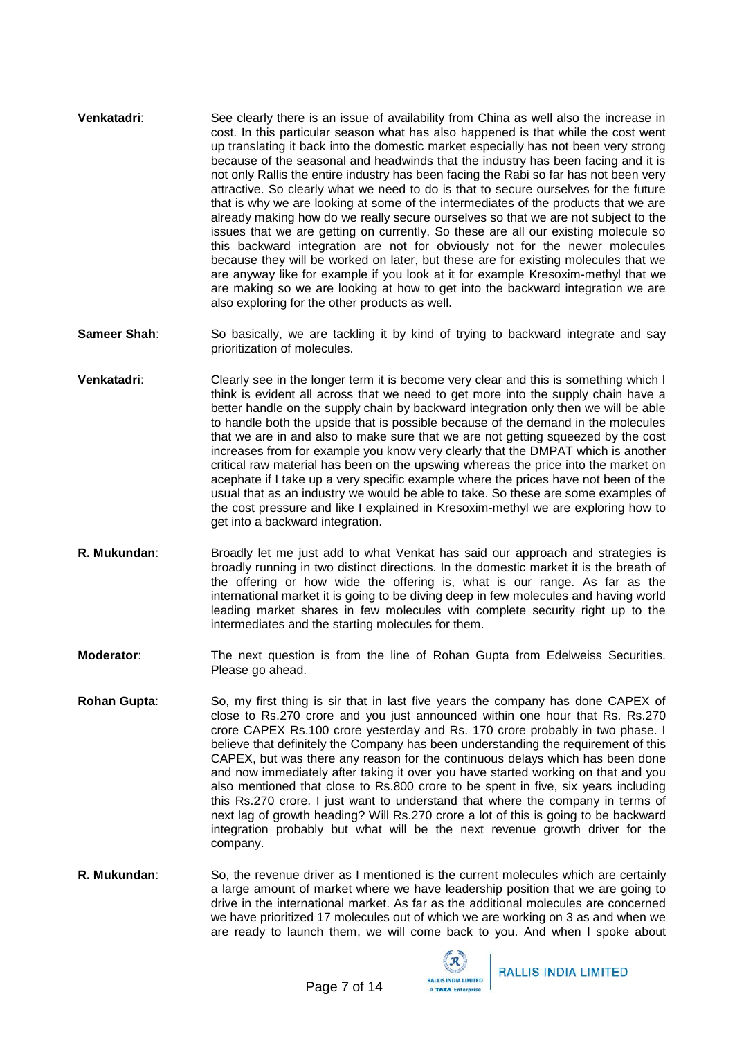**Venkatadri**: See clearly there is an issue of availability from China as well also the increase in cost. In this particular season what has also happened is that while the cost went up translating it back into the domestic market especially has not been very strong because of the seasonal and headwinds that the industry has been facing and it is not only Rallis the entire industry has been facing the Rabi so far has not been very attractive. So clearly what we need to do is that to secure ourselves for the future that is why we are looking at some of the intermediates of the products that we are already making how do we really secure ourselves so that we are not subject to the issues that we are getting on currently. So these are all our existing molecule so this backward integration are not for obviously not for the newer molecules because they will be worked on later, but these are for existing molecules that we are anyway like for example if you look at it for example Kresoxim-methyl that we are making so we are looking at how to get into the backward integration we are also exploring for the other products as well.

**Sameer Shah**: So basically, we are tackling it by kind of trying to backward integrate and say prioritization of molecules.

**Venkatadri**: Clearly see in the longer term it is become very clear and this is something which I think is evident all across that we need to get more into the supply chain have a better handle on the supply chain by backward integration only then we will be able to handle both the upside that is possible because of the demand in the molecules that we are in and also to make sure that we are not getting squeezed by the cost increases from for example you know very clearly that the DMPAT which is another critical raw material has been on the upswing whereas the price into the market on acephate if I take up a very specific example where the prices have not been of the usual that as an industry we would be able to take. So these are some examples of the cost pressure and like I explained in Kresoxim-methyl we are exploring how to get into a backward integration.

**R. Mukundan**: Broadly let me just add to what Venkat has said our approach and strategies is broadly running in two distinct directions. In the domestic market it is the breath of the offering or how wide the offering is, what is our range. As far as the international market it is going to be diving deep in few molecules and having world leading market shares in few molecules with complete security right up to the intermediates and the starting molecules for them.

**Moderator**: The next question is from the line of Rohan Gupta from Edelweiss Securities. Please go ahead.

**Rohan Gupta**: So, my first thing is sir that in last five years the company has done CAPEX of close to Rs.270 crore and you just announced within one hour that Rs. Rs.270 crore CAPEX Rs.100 crore yesterday and Rs. 170 crore probably in two phase. I believe that definitely the Company has been understanding the requirement of this CAPEX, but was there any reason for the continuous delays which has been done and now immediately after taking it over you have started working on that and you also mentioned that close to Rs.800 crore to be spent in five, six years including this Rs.270 crore. I just want to understand that where the company in terms of next lag of growth heading? Will Rs.270 crore a lot of this is going to be backward integration probably but what will be the next revenue growth driver for the company.

**R. Mukundan**: So, the revenue driver as I mentioned is the current molecules which are certainly a large amount of market where we have leadership position that we are going to drive in the international market. As far as the additional molecules are concerned we have prioritized 17 molecules out of which we are working on 3 as and when we are ready to launch them, we will come back to you. And when I spoke about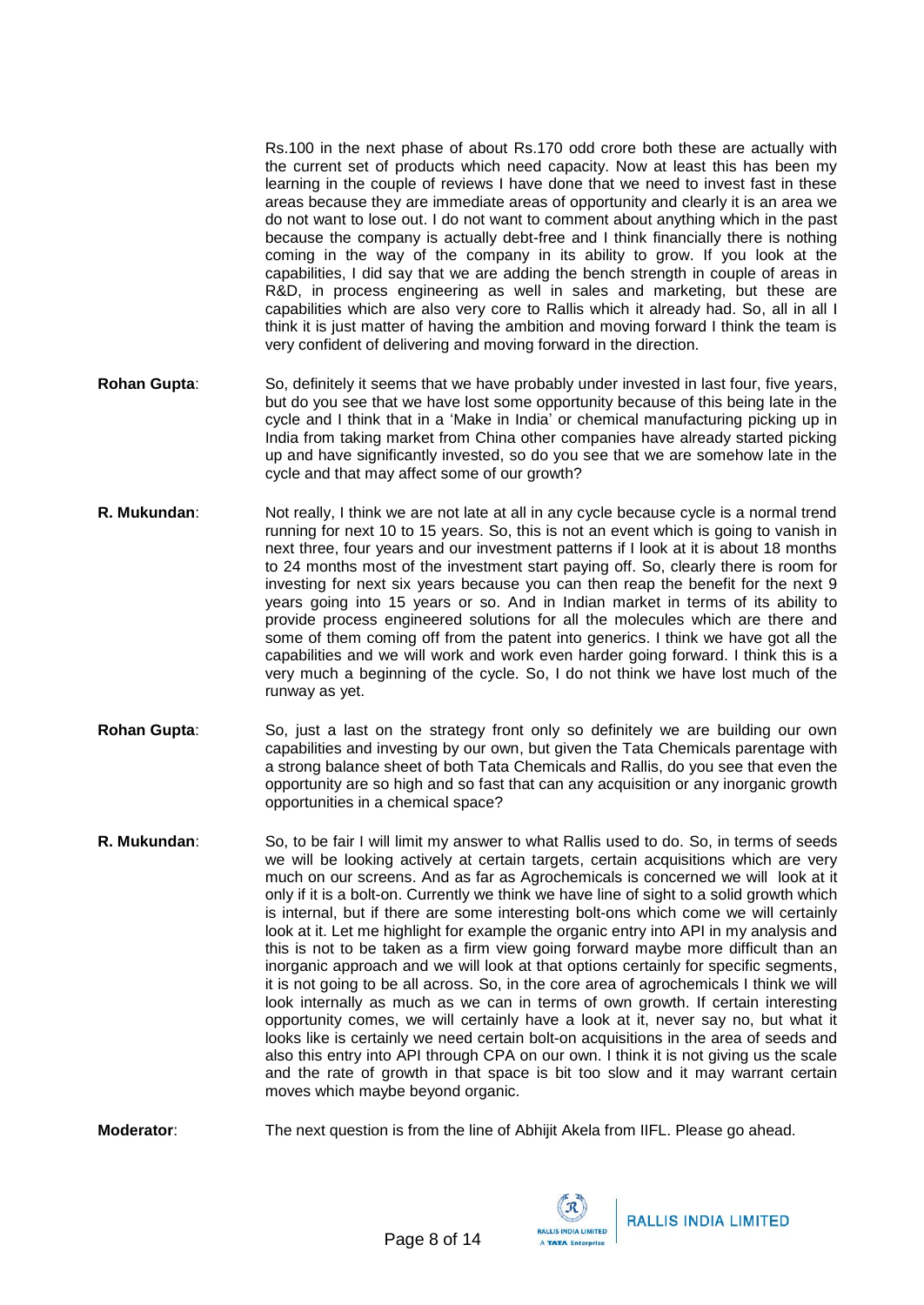Rs.100 in the next phase of about Rs.170 odd crore both these are actually with the current set of products which need capacity. Now at least this has been my learning in the couple of reviews I have done that we need to invest fast in these areas because they are immediate areas of opportunity and clearly it is an area we do not want to lose out. I do not want to comment about anything which in the past because the company is actually debt-free and I think financially there is nothing coming in the way of the company in its ability to grow. If you look at the capabilities, I did say that we are adding the bench strength in couple of areas in R&D, in process engineering as well in sales and marketing, but these are capabilities which are also very core to Rallis which it already had. So, all in all I think it is just matter of having the ambition and moving forward I think the team is very confident of delivering and moving forward in the direction.

**Rohan Gupta**: So, definitely it seems that we have probably under invested in last four, five years, but do you see that we have lost some opportunity because of this being late in the cycle and I think that in a 'Make in India' or chemical manufacturing picking up in India from taking market from China other companies have already started picking up and have significantly invested, so do you see that we are somehow late in the cycle and that may affect some of our growth?

**R. Mukundan**: Not really, I think we are not late at all in any cycle because cycle is a normal trend running for next 10 to 15 years. So, this is not an event which is going to vanish in next three, four years and our investment patterns if I look at it is about 18 months to 24 months most of the investment start paying off. So, clearly there is room for investing for next six years because you can then reap the benefit for the next 9 years going into 15 years or so. And in Indian market in terms of its ability to provide process engineered solutions for all the molecules which are there and some of them coming off from the patent into generics. I think we have got all the capabilities and we will work and work even harder going forward. I think this is a very much a beginning of the cycle. So, I do not think we have lost much of the runway as yet.

**Rohan Gupta**: So, just a last on the strategy front only so definitely we are building our own capabilities and investing by our own, but given the Tata Chemicals parentage with a strong balance sheet of both Tata Chemicals and Rallis, do you see that even the opportunity are so high and so fast that can any acquisition or any inorganic growth opportunities in a chemical space?

**R. Mukundan**: So, to be fair I will limit my answer to what Rallis used to do. So, in terms of seeds we will be looking actively at certain targets, certain acquisitions which are very much on our screens. And as far as Agrochemicals is concerned we will look at it only if it is a bolt-on. Currently we think we have line of sight to a solid growth which is internal, but if there are some interesting bolt-ons which come we will certainly look at it. Let me highlight for example the organic entry into API in my analysis and this is not to be taken as a firm view going forward maybe more difficult than an inorganic approach and we will look at that options certainly for specific segments, it is not going to be all across. So, in the core area of agrochemicals I think we will look internally as much as we can in terms of own growth. If certain interesting opportunity comes, we will certainly have a look at it, never say no, but what it looks like is certainly we need certain bolt-on acquisitions in the area of seeds and also this entry into API through CPA on our own. I think it is not giving us the scale and the rate of growth in that space is bit too slow and it may warrant certain moves which maybe beyond organic.

**Moderator**: The next question is from the line of Abhijit Akela from IIFL. Please go ahead.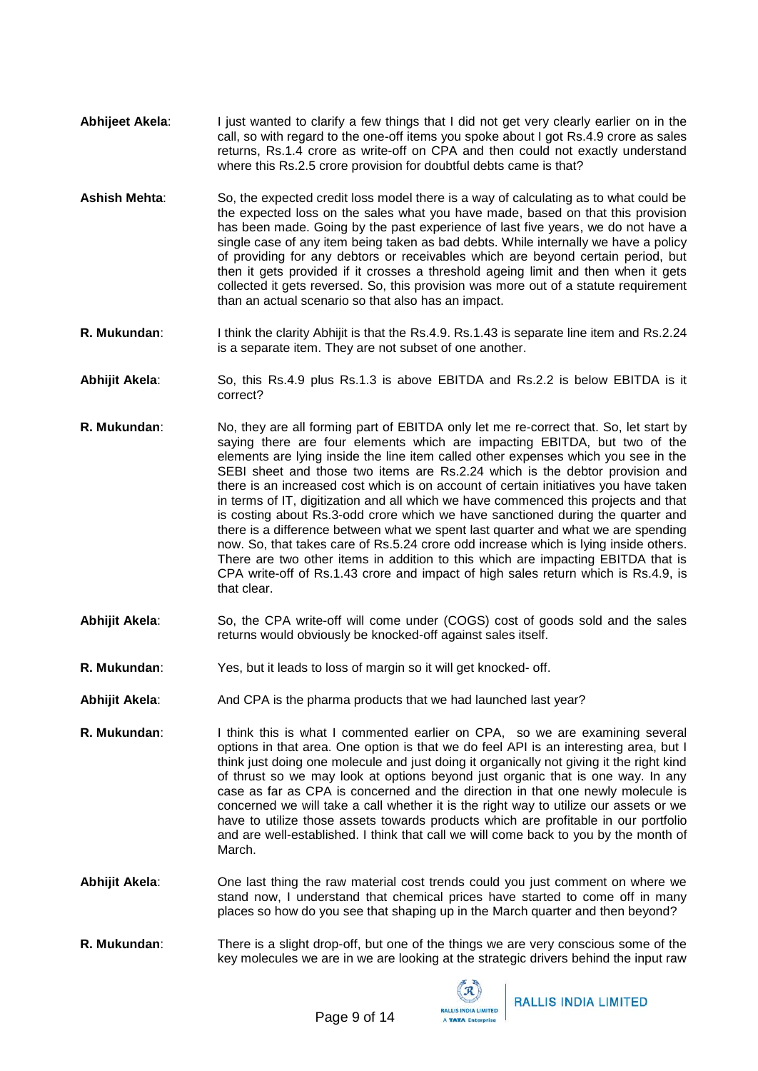**Abhijeet Akela**: I just wanted to clarify a few things that I did not get very clearly earlier on in the call, so with regard to the one-off items you spoke about I got Rs.4.9 crore as sales returns, Rs.1.4 crore as write-off on CPA and then could not exactly understand where this Rs.2.5 crore provision for doubtful debts came is that?

**Ashish Mehta**: So, the expected credit loss model there is a way of calculating as to what could be the expected loss on the sales what you have made, based on that this provision has been made. Going by the past experience of last five years, we do not have a single case of any item being taken as bad debts. While internally we have a policy of providing for any debtors or receivables which are beyond certain period, but then it gets provided if it crosses a threshold ageing limit and then when it gets collected it gets reversed. So, this provision was more out of a statute requirement than an actual scenario so that also has an impact.

**R. Mukundan**: I think the clarity Abhijit is that the Rs.4.9. Rs.1.43 is separate line item and Rs.2.24 is a separate item. They are not subset of one another.

**Abhijit Akela**: So, this Rs.4.9 plus Rs.1.3 is above EBITDA and Rs.2.2 is below EBITDA is it correct?

**R. Mukundan**: No, they are all forming part of EBITDA only let me re-correct that. So, let start by saying there are four elements which are impacting EBITDA, but two of the elements are lying inside the line item called other expenses which you see in the SEBI sheet and those two items are Rs.2.24 which is the debtor provision and there is an increased cost which is on account of certain initiatives you have taken in terms of IT, digitization and all which we have commenced this projects and that is costing about Rs.3-odd crore which we have sanctioned during the quarter and there is a difference between what we spent last quarter and what we are spending now. So, that takes care of Rs.5.24 crore odd increase which is lying inside others. There are two other items in addition to this which are impacting EBITDA that is CPA write-off of Rs.1.43 crore and impact of high sales return which is Rs.4.9, is that clear.

**Abhijit Akela**: So, the CPA write-off will come under (COGS) cost of goods sold and the sales returns would obviously be knocked-off against sales itself.

**R. Mukundan**: Yes, but it leads to loss of margin so it will get knocked- off.

**Abhijit Akela**: And CPA is the pharma products that we had launched last year?

**R. Mukundan**: I think this is what I commented earlier on CPA, so we are examining several options in that area. One option is that we do feel API is an interesting area, but I think just doing one molecule and just doing it organically not giving it the right kind of thrust so we may look at options beyond just organic that is one way. In any case as far as CPA is concerned and the direction in that one newly molecule is concerned we will take a call whether it is the right way to utilize our assets or we have to utilize those assets towards products which are profitable in our portfolio and are well-established. I think that call we will come back to you by the month of March.

**Abhijit Akela**: One last thing the raw material cost trends could you just comment on where we stand now, I understand that chemical prices have started to come off in many places so how do you see that shaping up in the March quarter and then beyond?

**R. Mukundan**: There is a slight drop-off, but one of the things we are very conscious some of the key molecules we are in we are looking at the strategic drivers behind the input raw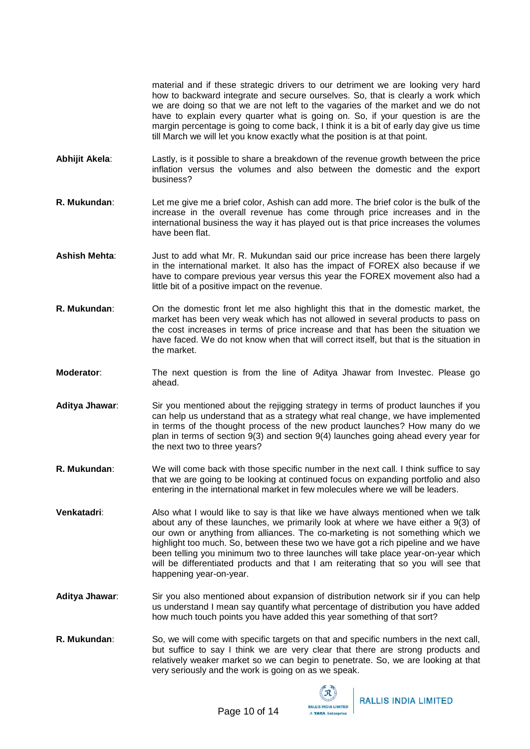material and if these strategic drivers to our detriment we are looking very hard how to backward integrate and secure ourselves. So, that is clearly a work which we are doing so that we are not left to the vagaries of the market and we do not have to explain every quarter what is going on. So, if your question is are the margin percentage is going to come back, I think it is a bit of early day give us time till March we will let you know exactly what the position is at that point.

**Abhijit Akela**: Lastly, is it possible to share a breakdown of the revenue growth between the price inflation versus the volumes and also between the domestic and the export business?

**R. Mukundan**: Let me give me a brief color, Ashish can add more. The brief color is the bulk of the increase in the overall revenue has come through price increases and in the international business the way it has played out is that price increases the volumes have been flat.

**Ashish Mehta**: Just to add what Mr. R. Mukundan said our price increase has been there largely in the international market. It also has the impact of FOREX also because if we have to compare previous year versus this year the FOREX movement also had a little bit of a positive impact on the revenue.

**R. Mukundan**: On the domestic front let me also highlight this that in the domestic market, the market has been very weak which has not allowed in several products to pass on the cost increases in terms of price increase and that has been the situation we have faced. We do not know when that will correct itself, but that is the situation in the market.

**Moderator**: The next question is from the line of Aditya Jhawar from Investec. Please go ahead.

**Aditya Jhawar**: Sir you mentioned about the rejigging strategy in terms of product launches if you can help us understand that as a strategy what real change, we have implemented in terms of the thought process of the new product launches? How many do we plan in terms of section 9(3) and section 9(4) launches going ahead every year for the next two to three years?

**R. Mukundan**: We will come back with those specific number in the next call. I think suffice to say that we are going to be looking at continued focus on expanding portfolio and also entering in the international market in few molecules where we will be leaders.

**Venkatadri**: Also what I would like to say is that like we have always mentioned when we talk about any of these launches, we primarily look at where we have either a 9(3) of our own or anything from alliances. The co-marketing is not something which we highlight too much. So, between these two we have got a rich pipeline and we have been telling you minimum two to three launches will take place year-on-year which will be differentiated products and that I am reiterating that so you will see that happening year-on-year.

**Aditya Jhawar**: Sir you also mentioned about expansion of distribution network sir if you can help us understand I mean say quantify what percentage of distribution you have added how much touch points you have added this year something of that sort?

**R. Mukundan**: So, we will come with specific targets on that and specific numbers in the next call, but suffice to say I think we are very clear that there are strong products and relatively weaker market so we can begin to penetrate. So, we are looking at that very seriously and the work is going on as we speak.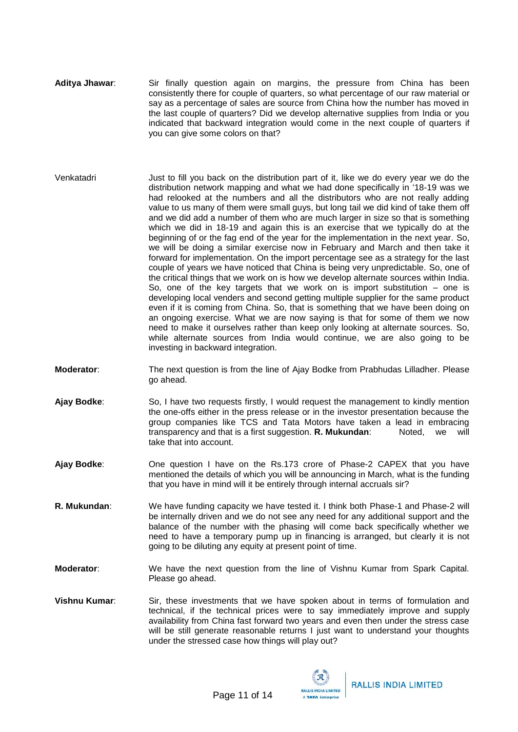**Aditya Jhawar**: Sir finally question again on margins, the pressure from China has been consistently there for couple of quarters, so what percentage of our raw material or say as a percentage of sales are source from China how the number has moved in the last couple of quarters? Did we develop alternative supplies from India or you indicated that backward integration would come in the next couple of quarters if you can give some colors on that?

Venkatadri Just to fill you back on the distribution part of it, like we do every year we do the distribution network mapping and what we had done specifically in '18-19 was we had relooked at the numbers and all the distributors who are not really adding value to us many of them were small guys, but long tail we did kind of take them off and we did add a number of them who are much larger in size so that is something which we did in 18-19 and again this is an exercise that we typically do at the beginning of or the fag end of the year for the implementation in the next year. So, we will be doing a similar exercise now in February and March and then take it forward for implementation. On the import percentage see as a strategy for the last couple of years we have noticed that China is being very unpredictable. So, one of the critical things that we work on is how we develop alternate sources within India. So, one of the key targets that we work on is import substitution – one is developing local venders and second getting multiple supplier for the same product even if it is coming from China. So, that is something that we have been doing on an ongoing exercise. What we are now saying is that for some of them we now need to make it ourselves rather than keep only looking at alternate sources. So, while alternate sources from India would continue, we are also going to be investing in backward integration.

**Moderator**: The next question is from the line of Ajay Bodke from Prabhudas Lilladher. Please go ahead.

**Ajay Bodke**: So, I have two requests firstly, I would request the management to kindly mention the one-offs either in the press release or in the investor presentation because the group companies like TCS and Tata Motors have taken a lead in embracing transparency and that is a first suggestion. **R. Mukundan**: Noted, we will take that into account.

**Ajay Bodke**: One question I have on the Rs.173 crore of Phase-2 CAPEX that you have mentioned the details of which you will be announcing in March, what is the funding that you have in mind will it be entirely through internal accruals sir?

**R. Mukundan**: We have funding capacity we have tested it. I think both Phase-1 and Phase-2 will be internally driven and we do not see any need for any additional support and the balance of the number with the phasing will come back specifically whether we need to have a temporary pump up in financing is arranged, but clearly it is not going to be diluting any equity at present point of time.

**Moderator**: We have the next question from the line of Vishnu Kumar from Spark Capital. Please go ahead.

**Vishnu Kumar**: Sir, these investments that we have spoken about in terms of formulation and technical, if the technical prices were to say immediately improve and supply availability from China fast forward two years and even then under the stress case will be still generate reasonable returns I just want to understand your thoughts under the stressed case how things will play out?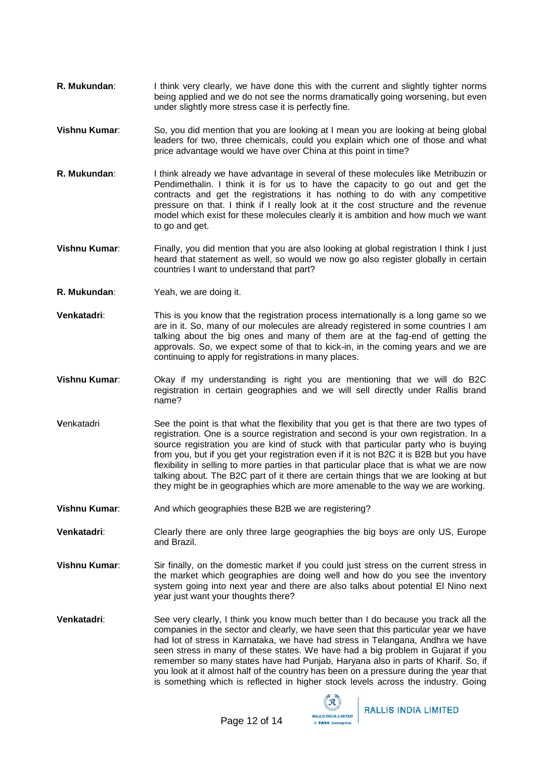**R. Mukundan**: I think very clearly, we have done this with the current and slightly tighter norms being applied and we do not see the norms dramatically going worsening, but even under slightly more stress case it is perfectly fine.

**Vishnu Kumar**: So, you did mention that you are looking at I mean you are looking at being global leaders for two, three chemicals, could you explain which one of those and what price advantage would we have over China at this point in time?

**R. Mukundan**: I think already we have advantage in several of these molecules like Metribuzin or Pendimethalin. I think it is for us to have the capacity to go out and get the contracts and get the registrations it has nothing to do with any competitive pressure on that. I think if I really look at it the cost structure and the revenue model which exist for these molecules clearly it is ambition and how much we want to go and get.

**Vishnu Kumar**: Finally, you did mention that you are also looking at global registration I think I just heard that statement as well, so would we now go also register globally in certain countries I want to understand that part?

**R. Mukundan**: Yeah, we are doing it.

**Venkatadri**: This is you know that the registration process internationally is a long game so we are in it. So, many of our molecules are already registered in some countries I am talking about the big ones and many of them are at the fag-end of getting the approvals. So, we expect some of that to kick-in, in the coming years and we are continuing to apply for registrations in many places.

**Vishnu Kumar**: Okay if my understanding is right you are mentioning that we will do B2C registration in certain geographies and we will sell directly under Rallis brand name?

**V**enkatadri See the point is that what the flexibility that you get is that there are two types of registration. One is a source registration and second is your own registration. In a source registration you are kind of stuck with that particular party who is buying from you, but if you get your registration even if it is not B2C it is B2B but you have flexibility in selling to more parties in that particular place that is what we are now talking about. The B2C part of it there are certain things that we are looking at but they might be in geographies which are more amenable to the way we are working.

**Vishnu Kumar**: And which geographies these B2B we are registering?

**Venkatadri**: Clearly there are only three large geographies the big boys are only US, Europe and Brazil.

**Vishnu Kumar**: Sir finally, on the domestic market if you could just stress on the current stress in the market which geographies are doing well and how do you see the inventory system going into next year and there are also talks about potential El Nino next year just want your thoughts there?

**Venkatadri**: See very clearly, I think you know much better than I do because you track all the companies in the sector and clearly, we have seen that this particular year we have had lot of stress in Karnataka, we have had stress in Telangana, Andhra we have seen stress in many of these states. We have had a big problem in Gujarat if you remember so many states have had Punjab, Haryana also in parts of Kharif. So, if you look at it almost half of the country has been on a pressure during the year that is something which is reflected in higher stock levels across the industry. Going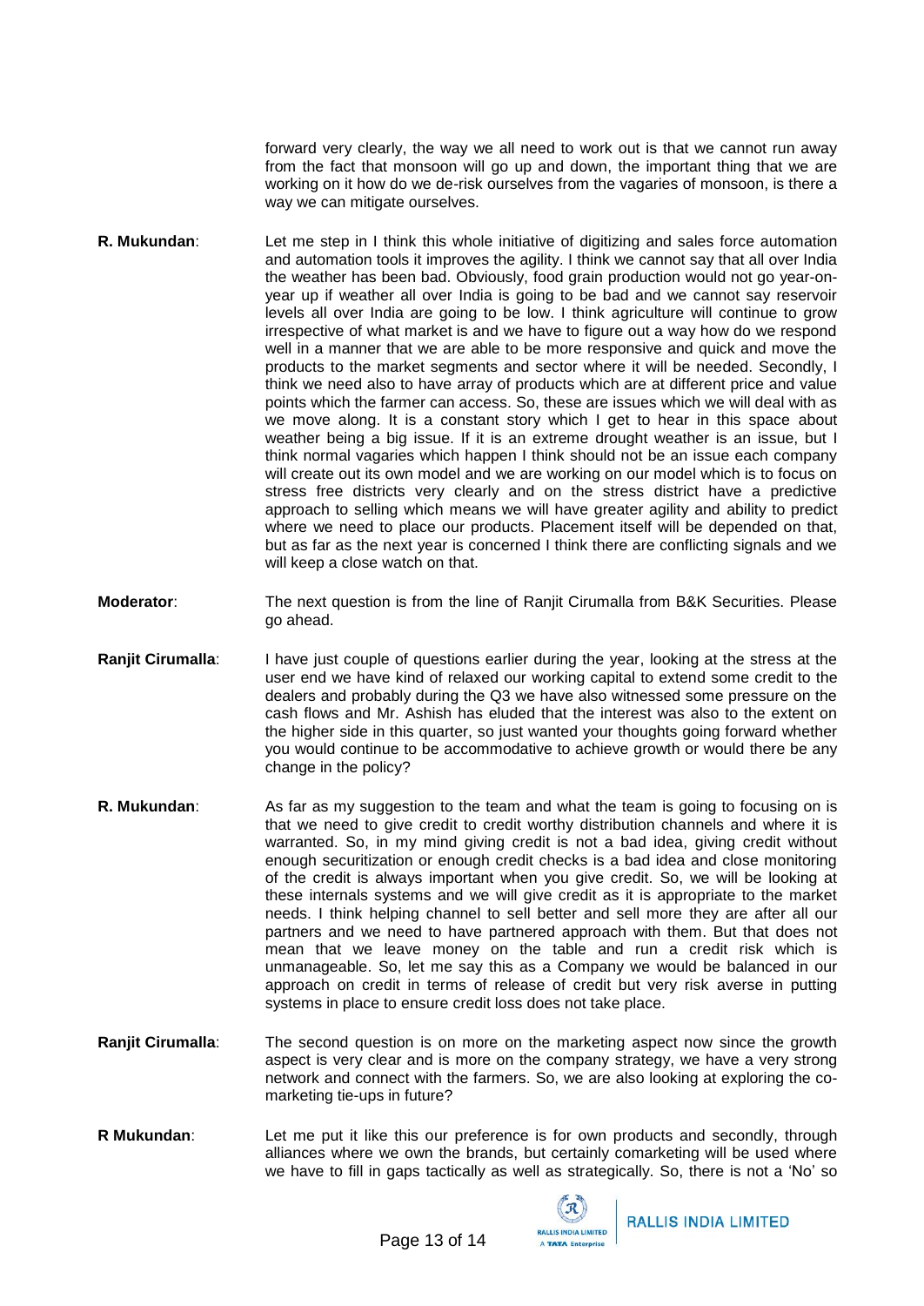forward very clearly, the way we all need to work out is that we cannot run away from the fact that monsoon will go up and down, the important thing that we are working on it how do we de-risk ourselves from the vagaries of monsoon, is there a way we can mitigate ourselves.

**R. Mukundan**: Let me step in I think this whole initiative of digitizing and sales force automation and automation tools it improves the agility. I think we cannot say that all over India the weather has been bad. Obviously, food grain production would not go year-on-year up if weather all over India is going to be bad and we cannot say reservoir levels all over India are going to be low. I think agriculture will continue to grow irrespective of what market is and we have to figure out a way how do we respond well in a manner that we are able to be more responsive and quick and move the products to the market segments and sector where it will be needed. Secondly, I think we need also to have array of products which are at different price and value points which the farmer can access. So, these are issues which we will deal with as we move along. It is a constant story which I get to hear in this space about weather being a big issue. If it is an extreme drought weather is an issue, but I think normal vagaries which happen I think should not be an issue each company will create out its own model and we are working on our model which is to focus on stress free districts very clearly and on the stress district have a predictive approach to selling which means we will have greater agility and ability to predict where we need to place our products. Placement itself will be depended on that, but as far as the next year is concerned I think there are conflicting signals and we will keep a close watch on that.

**Moderator**: The next question is from the line of Ranjit Cirumalla from B&K Securities. Please go ahead.

**Ranjit Cirumalla**: I have just couple of questions earlier during the year, looking at the stress at the user end we have kind of relaxed our working capital to extend some credit to the dealers and probably during the Q3 we have also witnessed some pressure on the cash flows and Mr. Ashish has eluded that the interest was also to the extent on the higher side in this quarter, so just wanted your thoughts going forward whether you would continue to be accommodative to achieve growth or would there be any change in the policy?

**R. Mukundan**: As far as my suggestion to the team and what the team is going to focusing on is that we need to give credit to credit worthy distribution channels and where it is warranted. So, in my mind giving credit is not a bad idea, giving credit without enough securitization or enough credit checks is a bad idea and close monitoring of the credit is always important when you give credit. So, we will be looking at these internals systems and we will give credit as it is appropriate to the market needs. I think helping channel to sell better and sell more they are after all our partners and we need to have partnered approach with them. But that does not mean that we leave money on the table and run a credit risk which is unmanageable. So, let me say this as a Company we would be balanced in our approach on credit in terms of release of credit but very risk averse in putting systems in place to ensure credit loss does not take place.

**Ranjit Cirumalla**: The second question is on more on the marketing aspect now since the growth aspect is very clear and is more on the company strategy, we have a very strong network and connect with the farmers. So, we are also looking at exploring the co-marketing tie-ups in future?

**R Mukundan**: Let me put it like this our preference is for own products and secondly, through alliances where we own the brands, but certainly comarketing will be used where we have to fill in gaps tactically as well as strategically. So, there is not a 'No' so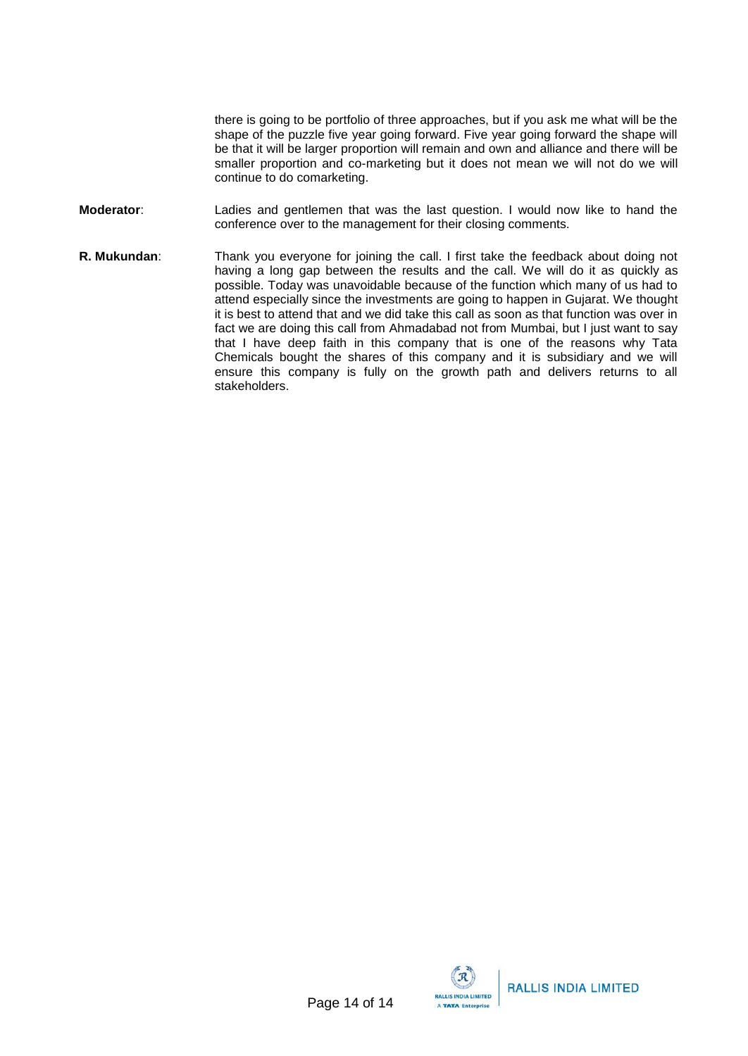there is going to be portfolio of three approaches, but if you ask me what will be the shape of the puzzle five year going forward. Five year going forward the shape will be that it will be larger proportion will remain and own and alliance and there will be smaller proportion and co-marketing but it does not mean we will not do we will continue to do comarketing.

**Moderator**: Ladies and gentlemen that was the last question. I would now like to hand the conference over to the management for their closing comments.

**R. Mukundan**: Thank you everyone for joining the call. I first take the feedback about doing not having a long gap between the results and the call. We will do it as quickly as possible. Today was unavoidable because of the function which many of us had to attend especially since the investments are going to happen in Gujarat. We thought it is best to attend that and we did take this call as soon as that function was over in fact we are doing this call from Ahmadabad not from Mumbai, but I just want to say that I have deep faith in this company that is one of the reasons why Tata Chemicals bought the shares of this company and it is subsidiary and we will ensure this company is fully on the growth path and delivers returns to all stakeholders.